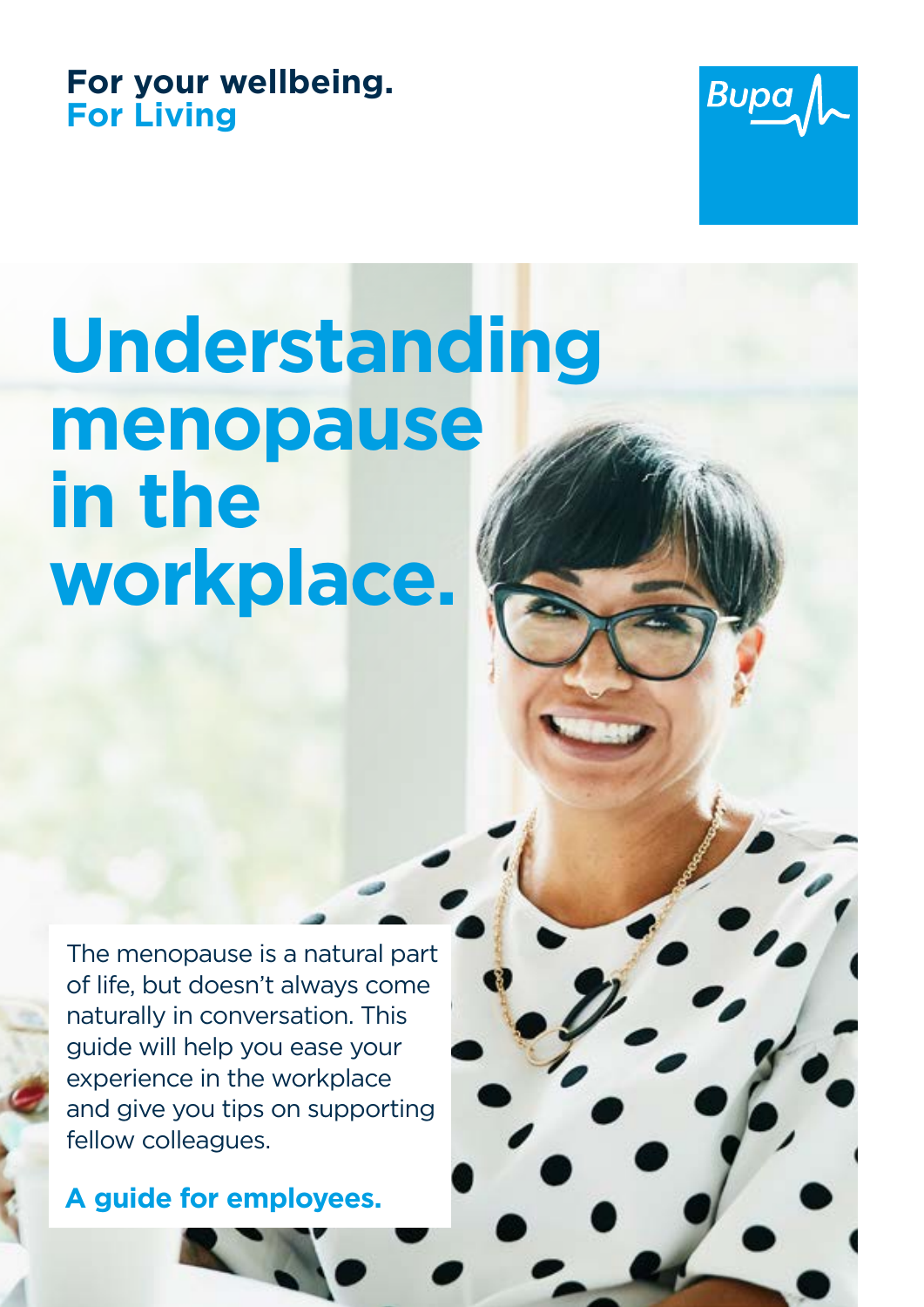**For your wellbeing.**
**For Living**

Bupa

# Understanding menopause in the workplace.

The menopause is a natural part of life, but doesn't always come naturally in conversation. This guide will help you ease your experience in the workplace and give you tips on supporting fellow colleagues.

**A guide for employees.**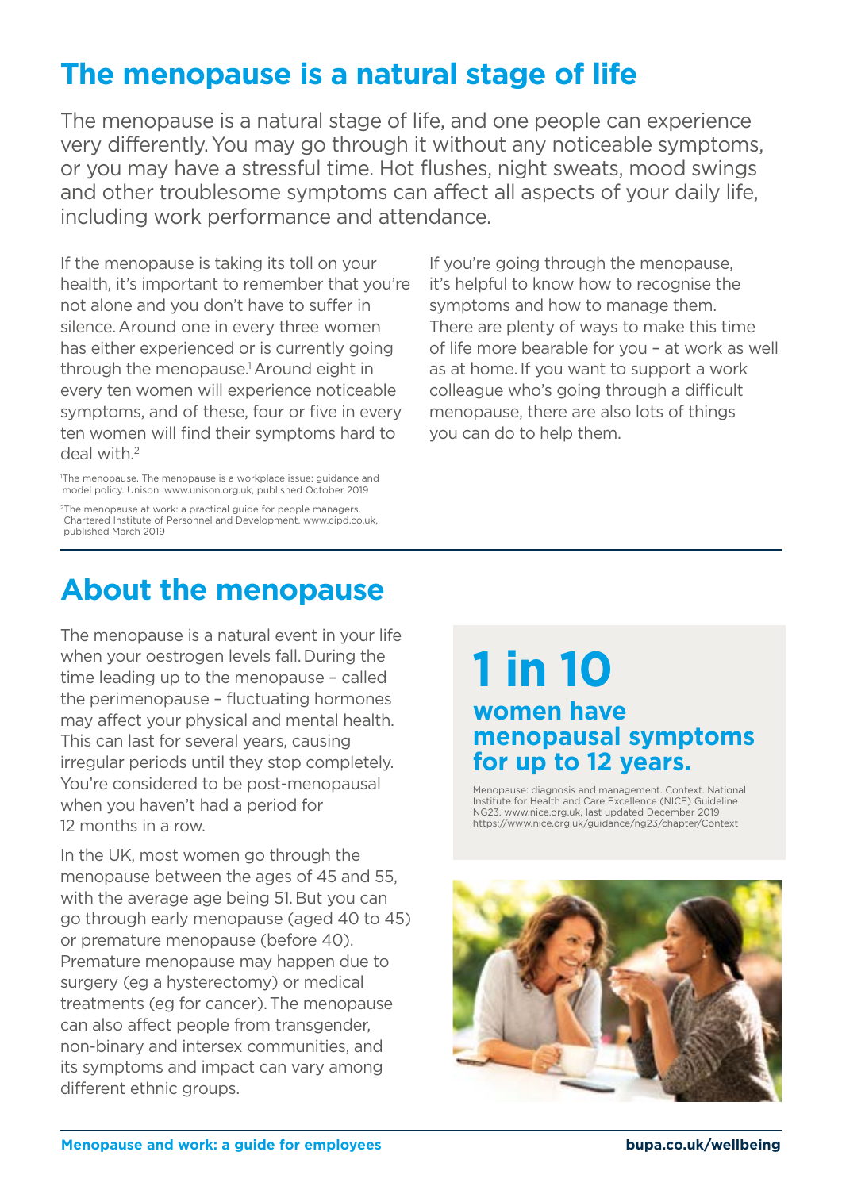## The menopause is a natural stage of life

The menopause is a natural stage of life, and one people can experience very differently. You may go through it without any noticeable symptoms, or you may have a stressful time. Hot flushes, night sweats, mood swings and other troublesome symptoms can affect all aspects of your daily life, including work performance and attendance.

If the menopause is taking its toll on your health, it's important to remember that you're not alone and you don't have to suffer in silence. Around one in every three women has either experienced or is currently going through the menopause.[1] Around eight in every ten women will experience noticeable symptoms, and of these, four or five in every ten women will find their symptoms hard to deal with.[2]

[1] The menopause. The menopause is a workplace issue: guidance and model policy. Unison. www.unison.org.uk, published October 2019

[2] The menopause at work: a practical guide for people managers. Chartered Institute of Personnel and Development. www.cipd.co.uk, published March 2019

If you're going through the menopause, it's helpful to know how to recognise the symptoms and how to manage them. There are plenty of ways to make this time of life more bearable for you – at work as well as at home. If you want to support a work colleague who's going through a difficult menopause, there are also lots of things you can do to help them.

## About the menopause

The menopause is a natural event in your life when your oestrogen levels fall. During the time leading up to the menopause – called the perimenopause – fluctuating hormones may affect your physical and mental health. This can last for several years, causing irregular periods until they stop completely. You're considered to be post-menopausal when you haven't had a period for 12 months in a row.

In the UK, most women go through the menopause between the ages of 45 and 55, with the average age being 51. But you can go through early menopause (aged 40 to 45) or premature menopause (before 40). Premature menopause may happen due to surgery (eg a hysterectomy) or medical treatments (eg for cancer). The menopause can also affect people from transgender, non-binary and intersex communities, and its symptoms and impact can vary among different ethnic groups.

**1 in 10**

**women have menopausal symptoms for up to 12 years.**

Menopause: diagnosis and management. Context. National Institute for Health and Care Excellence (NICE) Guideline NG23. www.nice.org.uk, last updated December 2019 https://www.nice.org.uk/guidance/ng23/chapter/Context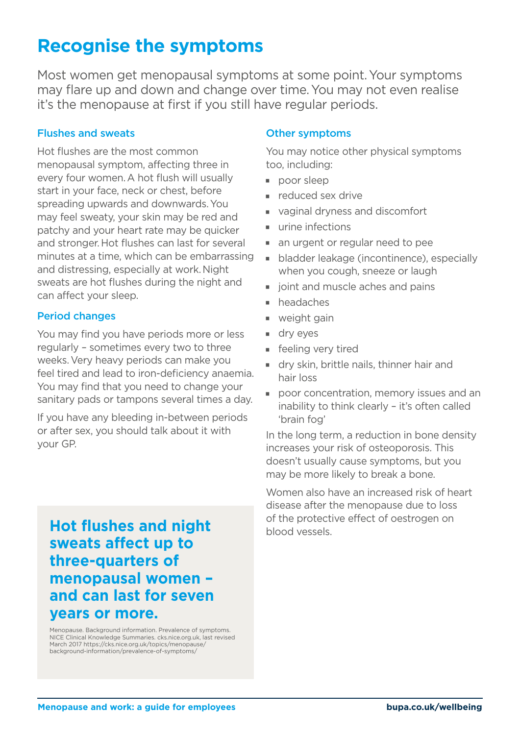# Recognise the symptoms

Most women get menopausal symptoms at some point. Your symptoms may flare up and down and change over time. You may not even realise it's the menopause at first if you still have regular periods.

### Flushes and sweats

Hot flushes are the most common menopausal symptom, affecting three in every four women. A hot flush will usually start in your face, neck or chest, before spreading upwards and downwards. You may feel sweaty, your skin may be red and patchy and your heart rate may be quicker and stronger. Hot flushes can last for several minutes at a time, which can be embarrassing and distressing, especially at work. Night sweats are hot flushes during the night and can affect your sleep.

### Period changes

You may find you have periods more or less regularly – sometimes every two to three weeks. Very heavy periods can make you feel tired and lead to iron-deficiency anaemia. You may find that you need to change your sanitary pads or tampons several times a day.

If you have any bleeding in-between periods or after sex, you should talk about it with your GP.

**Hot flushes and night sweats affect up to three-quarters of menopausal women – and can last for seven years or more.**

Menopause. Background information. Prevalence of symptoms. NICE Clinical Knowledge Summaries. cks.nice.org.uk, last revised March 2017 https://cks.nice.org.uk/topics/menopause/background-information/prevalence-of-symptoms/

### Other symptoms

You may notice other physical symptoms too, including:

- poor sleep
- reduced sex drive
- vaginal dryness and discomfort
- urine infections
- an urgent or regular need to pee
- bladder leakage (incontinence), especially when you cough, sneeze or laugh
- joint and muscle aches and pains
- headaches
- weight gain
- dry eyes
- feeling very tired
- dry skin, brittle nails, thinner hair and hair loss
- poor concentration, memory issues and an inability to think clearly – it's often called 'brain fog'

In the long term, a reduction in bone density increases your risk of osteoporosis. This doesn't usually cause symptoms, but you may be more likely to break a bone.

Women also have an increased risk of heart disease after the menopause due to loss of the protective effect of oestrogen on blood vessels.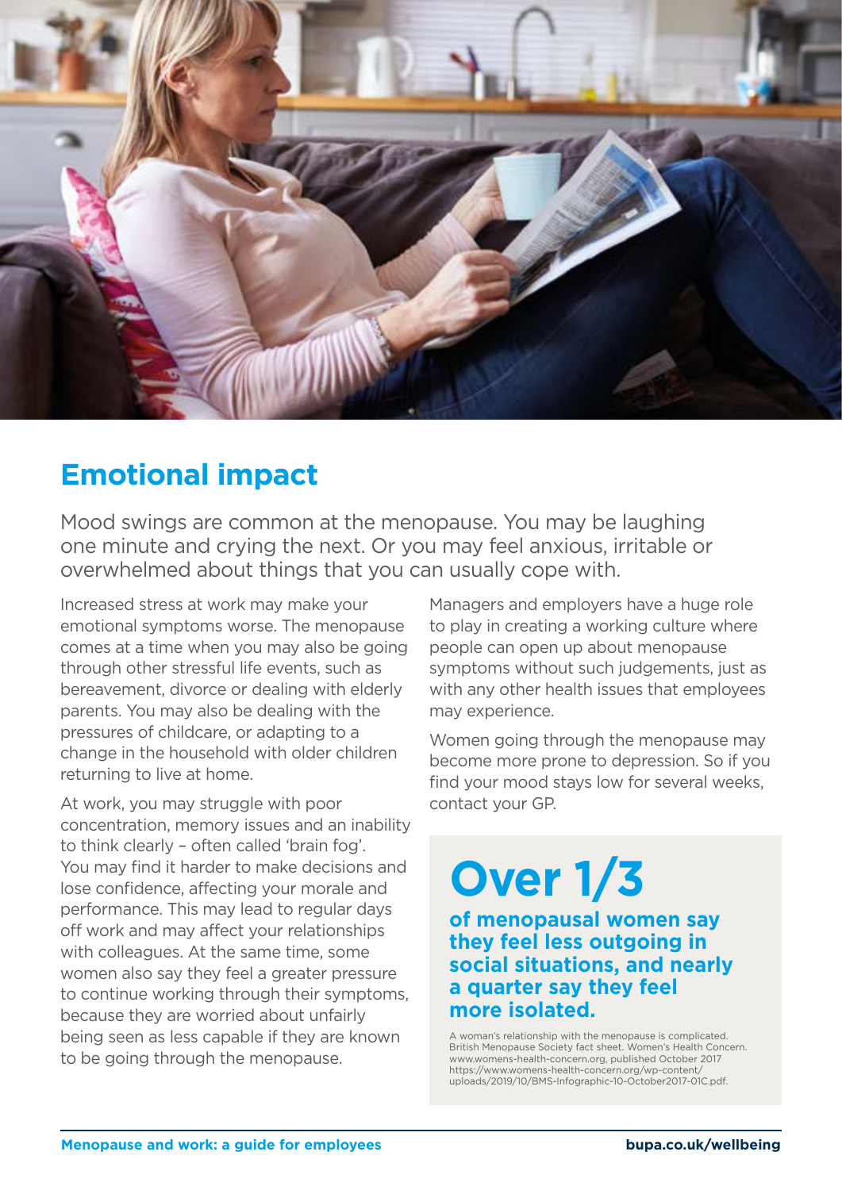## Emotional impact

Mood swings are common at the menopause. You may be laughing one minute and crying the next. Or you may feel anxious, irritable or overwhelmed about things that you can usually cope with.

Increased stress at work may make your emotional symptoms worse. The menopause comes at a time when you may also be going through other stressful life events, such as bereavement, divorce or dealing with elderly parents. You may also be dealing with the pressures of childcare, or adapting to a change in the household with older children returning to live at home.

At work, you may struggle with poor concentration, memory issues and an inability to think clearly – often called 'brain fog'. You may find it harder to make decisions and lose confidence, affecting your morale and performance. This may lead to regular days off work and may affect your relationships with colleagues. At the same time, some women also say they feel a greater pressure to continue working through their symptoms, because they are worried about unfairly being seen as less capable if they are known to be going through the menopause.

Managers and employers have a huge role to play in creating a working culture where people can open up about menopause symptoms without such judgements, just as with any other health issues that employees may experience.

Women going through the menopause may become more prone to depression. So if you find your mood stays low for several weeks, contact your GP.

**Over 1/3**

**of menopausal women say they feel less outgoing in social situations, and nearly a quarter say they feel more isolated.**

A woman's relationship with the menopause is complicated. British Menopause Society fact sheet. Women's Health Concern. www.womens-health-concern.org, published October 2017 https://www.womens-health-concern.org/wp-content/uploads/2019/10/BMS-Infographic-10-October2017-01C.pdf.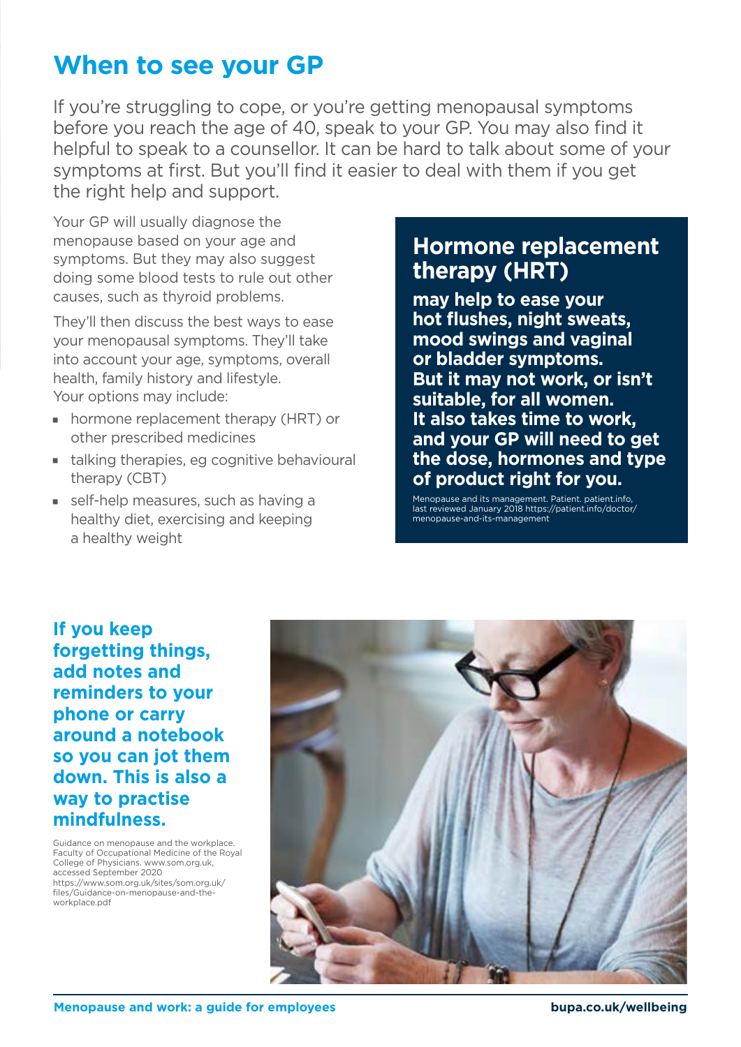# When to see your GP

If you're struggling to cope, or you're getting menopausal symptoms before you reach the age of 40, speak to your GP. You may also find it helpful to speak to a counsellor. It can be hard to talk about some of your symptoms at first. But you'll find it easier to deal with them if you get the right help and support.

Your GP will usually diagnose the menopause based on your age and symptoms. But they may also suggest doing some blood tests to rule out other causes, such as thyroid problems.

They'll then discuss the best ways to ease your menopausal symptoms. They'll take into account your age, symptoms, overall health, family history and lifestyle. Your options may include:

- hormone replacement therapy (HRT) or other prescribed medicines
- talking therapies, eg cognitive behavioural therapy (CBT)
- self-help measures, such as having a healthy diet, exercising and keeping a healthy weight

## Hormone replacement therapy (HRT)

**may help to ease your hot flushes, night sweats, mood swings and vaginal or bladder symptoms. But it may not work, or isn't suitable, for all women. It also takes time to work, and your GP will need to get the dose, hormones and type of product right for you.**

Menopause and its management. Patient. patient.info, last reviewed January 2018 https://patient.info/doctor/menopause-and-its-management

**If you keep forgetting things, add notes and reminders to your phone or carry around a notebook so you can jot them down. This is also a way to practise mindfulness.**

Guidance on menopause and the workplace. Faculty of Occupational Medicine of the Royal College of Physicians. www.som.org.uk, accessed September 2020 https://www.som.org.uk/sites/som.org.uk/files/Guidance-on-menopause-and-the-workplace.pdf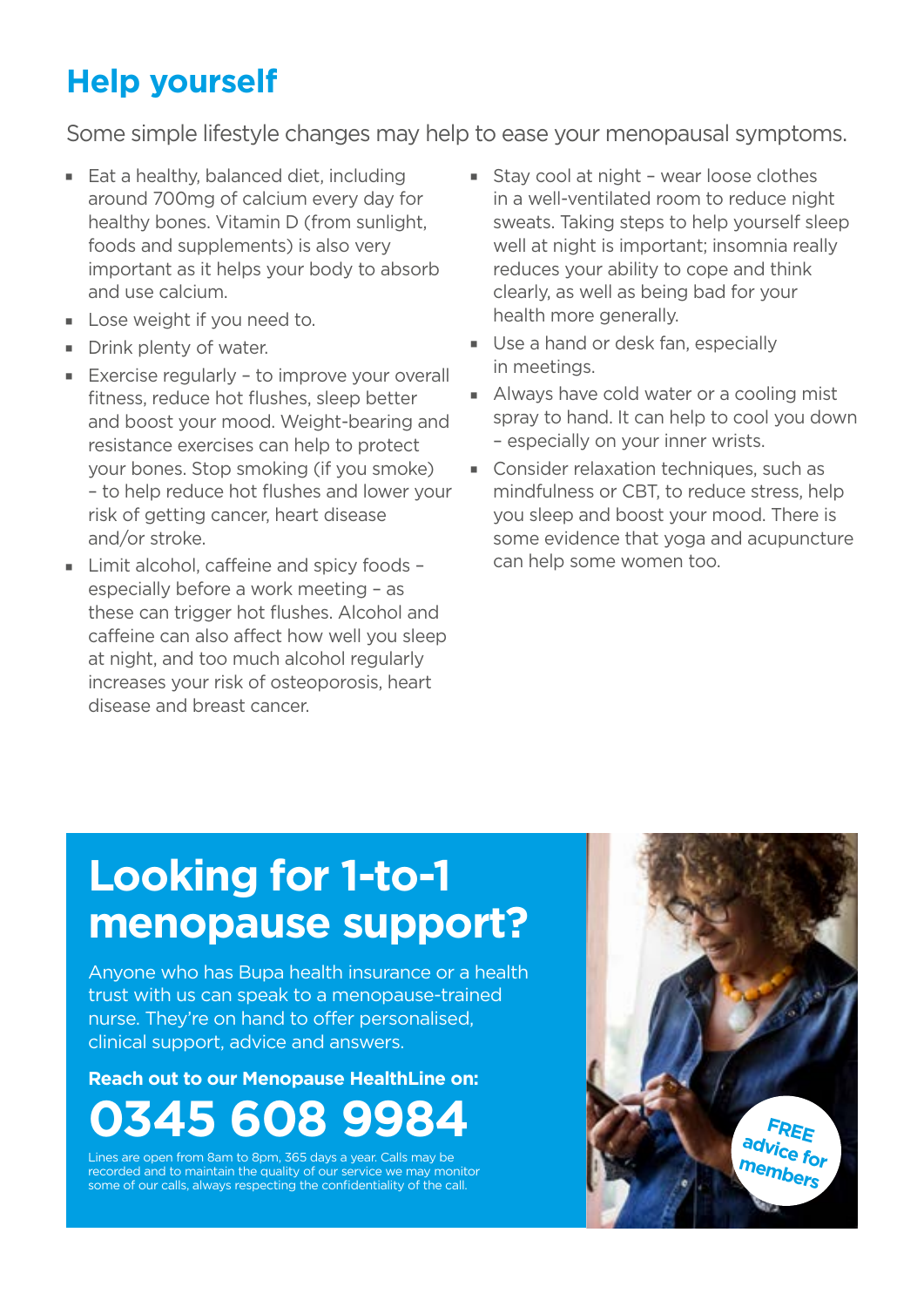## Help yourself

Some simple lifestyle changes may help to ease your menopausal symptoms.

- Eat a healthy, balanced diet, including around 700mg of calcium every day for healthy bones. Vitamin D (from sunlight, foods and supplements) is also very important as it helps your body to absorb and use calcium.
- Lose weight if you need to.
- Drink plenty of water.
- Exercise regularly – to improve your overall fitness, reduce hot flushes, sleep better and boost your mood. Weight-bearing and resistance exercises can help to protect your bones. Stop smoking (if you smoke) – to help reduce hot flushes and lower your risk of getting cancer, heart disease and/or stroke.
- Limit alcohol, caffeine and spicy foods – especially before a work meeting – as these can trigger hot flushes. Alcohol and caffeine can also affect how well you sleep at night, and too much alcohol regularly increases your risk of osteoporosis, heart disease and breast cancer.
- Stay cool at night – wear loose clothes in a well-ventilated room to reduce night sweats. Taking steps to help yourself sleep well at night is important; insomnia really reduces your ability to cope and think clearly, as well as being bad for your health more generally.
- Use a hand or desk fan, especially in meetings.
- Always have cold water or a cooling mist spray to hand. It can help to cool you down – especially on your inner wrists.
- Consider relaxation techniques, such as mindfulness or CBT, to reduce stress, help you sleep and boost your mood. There is some evidence that yoga and acupuncture can help some women too.

## Looking for 1-to-1 menopause support?

Anyone who has Bupa health insurance or a health trust with us can speak to a menopause-trained nurse. They're on hand to offer personalised, clinical support, advice and answers.

**Reach out to our Menopause HealthLine on:**

# 0345 608 9984

Lines are open from 8am to 8pm, 365 days a year. Calls may be recorded and to maintain the quality of our service we may monitor some of our calls, always respecting the confidentiality of the call.

FREE advice for members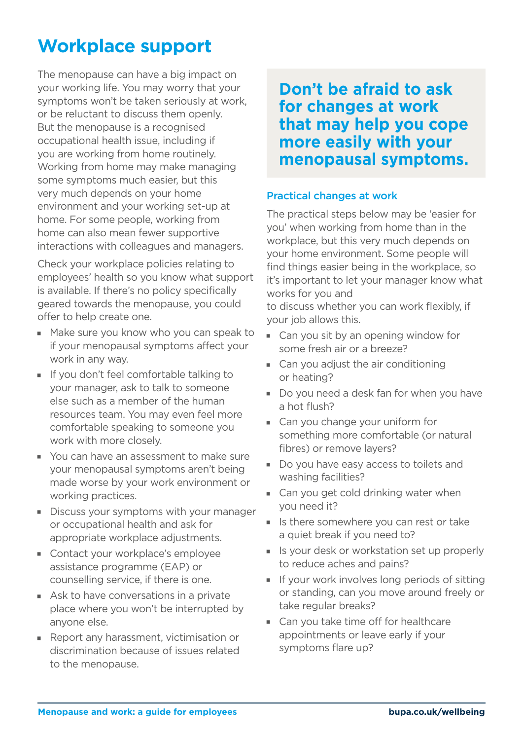# Workplace support

The menopause can have a big impact on your working life. You may worry that your symptoms won't be taken seriously at work, or be reluctant to discuss them openly. But the menopause is a recognised occupational health issue, including if you are working from home routinely. Working from home may make managing some symptoms much easier, but this very much depends on your home environment and your working set-up at home. For some people, working from home can also mean fewer supportive interactions with colleagues and managers.

Check your workplace policies relating to employees' health so you know what support is available. If there's no policy specifically geared towards the menopause, you could offer to help create one.

- Make sure you know who you can speak to if your menopausal symptoms affect your work in any way.
- If you don't feel comfortable talking to your manager, ask to talk to someone else such as a member of the human resources team. You may even feel more comfortable speaking to someone you work with more closely.
- You can have an assessment to make sure your menopausal symptoms aren't being made worse by your work environment or working practices.
- Discuss your symptoms with your manager or occupational health and ask for appropriate workplace adjustments.
- Contact your workplace's employee assistance programme (EAP) or counselling service, if there is one.
- Ask to have conversations in a private place where you won't be interrupted by anyone else.
- Report any harassment, victimisation or discrimination because of issues related to the menopause.

**Don't be afraid to ask for changes at work that may help you cope more easily with your menopausal symptoms.**

### Practical changes at work

The practical steps below may be 'easier for you' when working from home than in the workplace, but this very much depends on your home environment. Some people will find things easier being in the workplace, so it's important to let your manager know what works for you and to discuss whether you can work flexibly, if your job allows this.

- Can you sit by an opening window for some fresh air or a breeze?
- Can you adjust the air conditioning or heating?
- Do you need a desk fan for when you have a hot flush?
- Can you change your uniform for something more comfortable (or natural fibres) or remove layers?
- Do you have easy access to toilets and washing facilities?
- Can you get cold drinking water when you need it?
- Is there somewhere you can rest or take a quiet break if you need to?
- Is your desk or workstation set up properly to reduce aches and pains?
- If your work involves long periods of sitting or standing, can you move around freely or take regular breaks?
- Can you take time off for healthcare appointments or leave early if your symptoms flare up?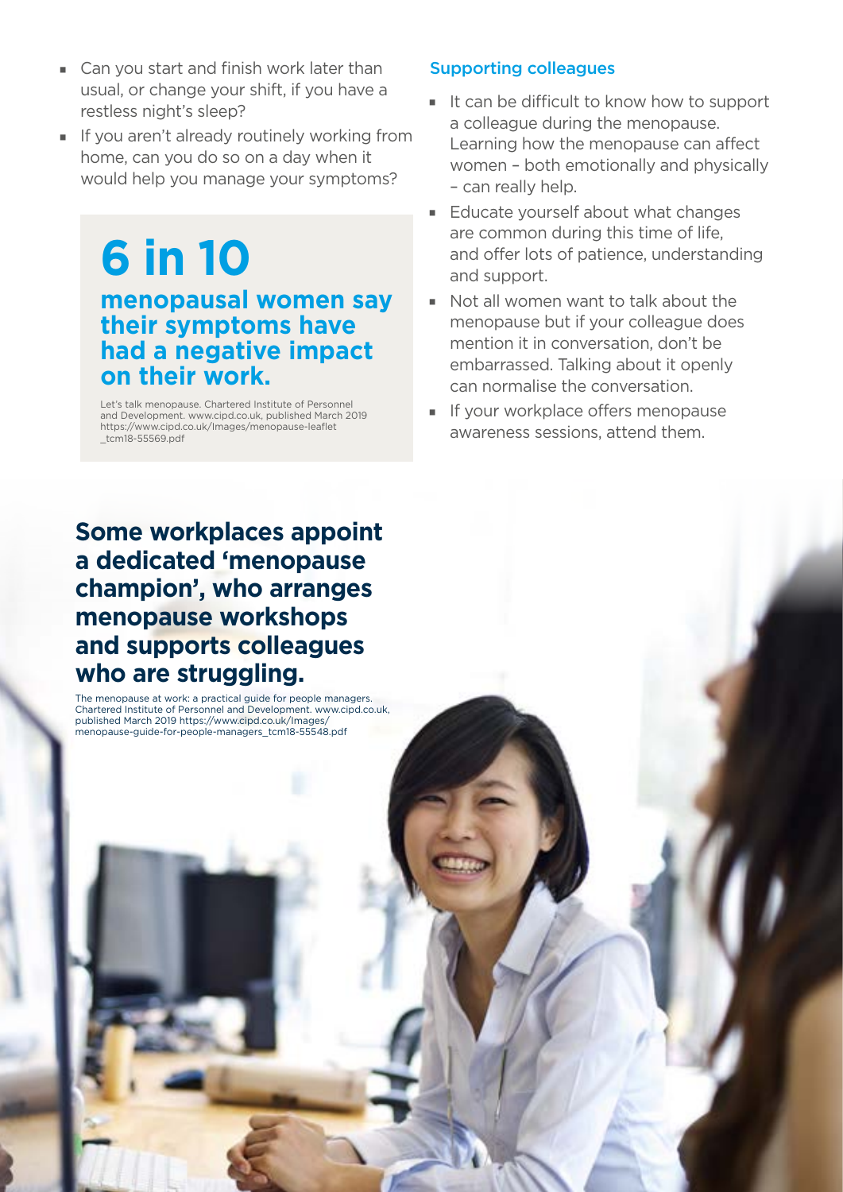- Can you start and finish work later than usual, or change your shift, if you have a restless night's sleep?
- If you aren't already routinely working from home, can you do so on a day when it would help you manage your symptoms?

## 6 in 10

**menopausal women say their symptoms have had a negative impact on their work.**

Let's talk menopause. Chartered Institute of Personnel and Development. www.cipd.co.uk, published March 2019 https://www.cipd.co.uk/Images/menopause-leaflet_tcm18-55569.pdf

### Supporting colleagues

- It can be difficult to know how to support a colleague during the menopause. Learning how the menopause can affect women – both emotionally and physically – can really help.
- Educate yourself about what changes are common during this time of life, and offer lots of patience, understanding and support.
- Not all women want to talk about the menopause but if your colleague does mention it in conversation, don't be embarrassed. Talking about it openly can normalise the conversation.
- If your workplace offers menopause awareness sessions, attend them.

**Some workplaces appoint a dedicated 'menopause champion', who arranges menopause workshops and supports colleagues who are struggling.**

The menopause at work: a practical guide for people managers. Chartered Institute of Personnel and Development. www.cipd.co.uk, published March 2019 https://www.cipd.co.uk/Images/menopause-guide-for-people-managers_tcm18-55548.pdf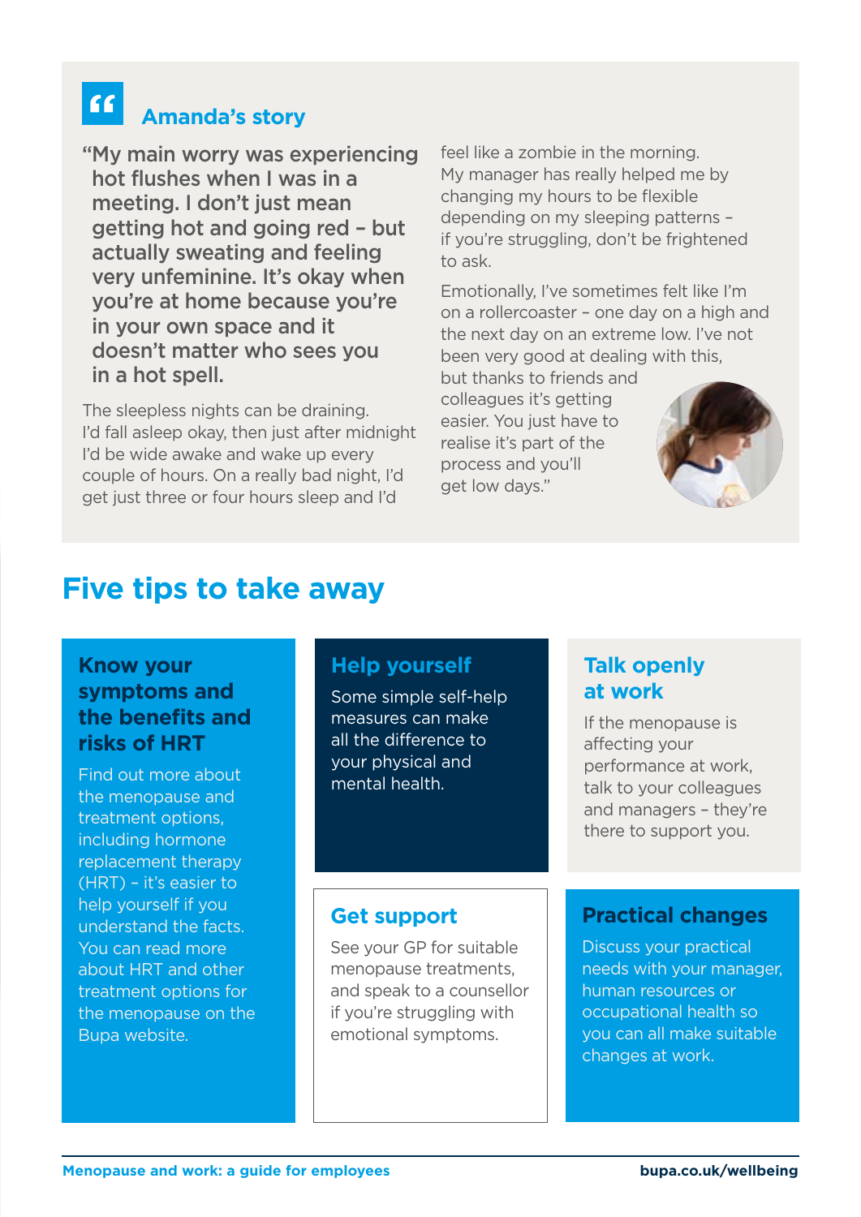## Amanda's story

**"My main worry was experiencing hot flushes when I was in a meeting. I don't just mean getting hot and going red – but actually sweating and feeling very unfeminine. It's okay when you're at home because you're in your own space and it doesn't matter who sees you in a hot spell.**

The sleepless nights can be draining. I'd fall asleep okay, then just after midnight I'd be wide awake and wake up every couple of hours. On a really bad night, I'd get just three or four hours sleep and I'd feel like a zombie in the morning. My manager has really helped me by changing my hours to be flexible depending on my sleeping patterns – if you're struggling, don't be frightened to ask.

Emotionally, I've sometimes felt like I'm on a rollercoaster – one day on a high and the next day on an extreme low. I've not been very good at dealing with this, but thanks to friends and colleagues it's getting easier. You just have to realise it's part of the process and you'll get low days."

# Five tips to take away

### Know your symptoms and the benefits and risks of HRT

Find out more about the menopause and treatment options, including hormone replacement therapy (HRT) – it's easier to help yourself if you understand the facts. You can read more about HRT and other treatment options for the menopause on the Bupa website.

### Help yourself

Some simple self-help measures can make all the difference to your physical and mental health.

### Talk openly at work

If the menopause is affecting your performance at work, talk to your colleagues and managers – they're there to support you.

### Get support

See your GP for suitable menopause treatments, and speak to a counsellor if you're struggling with emotional symptoms.

### Practical changes

Discuss your practical needs with your manager, human resources or occupational health so you can all make suitable changes at work.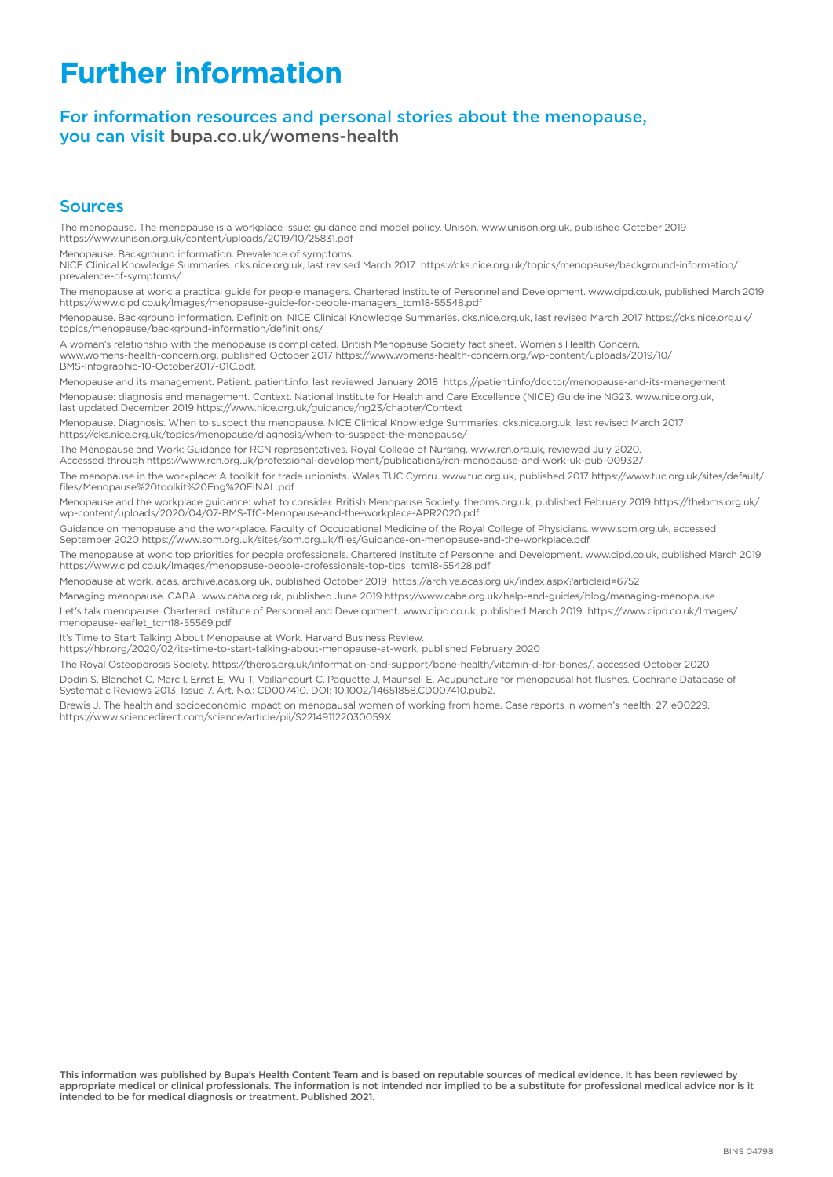# Further information

## For information resources and personal stories about the menopause, you can visit bupa.co.uk/womens-health

## Sources

The menopause. The menopause is a workplace issue: guidance and model policy. Unison. www.unison.org.uk, published October 2019 https://www.unison.org.uk/content/uploads/2019/10/25831.pdf

Menopause. Background information. Prevalence of symptoms. NICE Clinical Knowledge Summaries. cks.nice.org.uk, last revised March 2017 https://cks.nice.org.uk/topics/menopause/background-information/prevalence-of-symptoms/

The menopause at work: a practical guide for people managers. Chartered Institute of Personnel and Development. www.cipd.co.uk, published March 2019 https://www.cipd.co.uk/Images/menopause-guide-for-people-managers_tcm18-55548.pdf

Menopause. Background information. Definition. NICE Clinical Knowledge Summaries. cks.nice.org.uk, last revised March 2017 https://cks.nice.org.uk/topics/menopause/background-information/definitions/

A woman's relationship with the menopause is complicated. British Menopause Society fact sheet. Women's Health Concern. www.womens-health-concern.org, published October 2017 https://www.womens-health-concern.org/wp-content/uploads/2019/10/BMS-Infographic-10-October2017-01C.pdf.

Menopause and its management. Patient. patient.info, last reviewed January 2018 https://patient.info/doctor/menopause-and-its-management

Menopause: diagnosis and management. Context. National Institute for Health and Care Excellence (NICE) Guideline NG23. www.nice.org.uk, last updated December 2019 https://www.nice.org.uk/guidance/ng23/chapter/Context

Menopause. Diagnosis. When to suspect the menopause. NICE Clinical Knowledge Summaries. cks.nice.org.uk, last revised March 2017 https://cks.nice.org.uk/topics/menopause/diagnosis/when-to-suspect-the-menopause/

The Menopause and Work: Guidance for RCN representatives. Royal College of Nursing. www.rcn.org.uk, reviewed July 2020. Accessed through https://www.rcn.org.uk/professional-development/publications/rcn-menopause-and-work-uk-pub-009327

The menopause in the workplace: A toolkit for trade unionists. Wales TUC Cymru. www.tuc.org.uk, published 2017 https://www.tuc.org.uk/sites/default/files/Menopause%20toolkit%20Eng%20FINAL.pdf

Menopause and the workplace guidance: what to consider. British Menopause Society. thebms.org.uk, published February 2019 https://thebms.org.uk/wp-content/uploads/2020/04/07-BMS-TfC-Menopause-and-the-workplace-APR2020.pdf

Guidance on menopause and the workplace. Faculty of Occupational Medicine of the Royal College of Physicians. www.som.org.uk, accessed September 2020 https://www.som.org.uk/sites/som.org.uk/files/Guidance-on-menopause-and-the-workplace.pdf

The menopause at work: top priorities for people professionals. Chartered Institute of Personnel and Development. www.cipd.co.uk, published March 2019 https://www.cipd.co.uk/Images/menopause-people-professionals-top-tips_tcm18-55428.pdf

Menopause at work. acas. archive.acas.org.uk, published October 2019 https://archive.acas.org.uk/index.aspx?articleid=6752

Managing menopause. CABA. www.caba.org.uk, published June 2019 https://www.caba.org.uk/help-and-guides/blog/managing-menopause

Let's talk menopause. Chartered Institute of Personnel and Development. www.cipd.co.uk, published March 2019 https://www.cipd.co.uk/Images/menopause-leaflet_tcm18-55569.pdf

It's Time to Start Talking About Menopause at Work. Harvard Business Review. https://hbr.org/2020/02/its-time-to-start-talking-about-menopause-at-work, published February 2020

The Royal Osteoporosis Society. https://theros.org.uk/information-and-support/bone-health/vitamin-d-for-bones/, accessed October 2020

Dodin S, Blanchet C, Marc I, Ernst E, Wu T, Vaillancourt C, Paquette J, Maunsell E. Acupuncture for menopausal hot flushes. Cochrane Database of Systematic Reviews 2013, Issue 7. Art. No.: CD007410. DOI: 10.1002/14651858.CD007410.pub2.

Brewis J. The health and socioeconomic impact on menopausal women of working from home. Case reports in women's health; 27, e00229. https://www.sciencedirect.com/science/article/pii/S221491122030059X

**This information was published by Bupa's Health Content Team and is based on reputable sources of medical evidence. It has been reviewed by appropriate medical or clinical professionals. The information is not intended nor implied to be a substitute for professional medical advice nor is it intended to be for medical diagnosis or treatment. Published 2021.**

BINS 04798